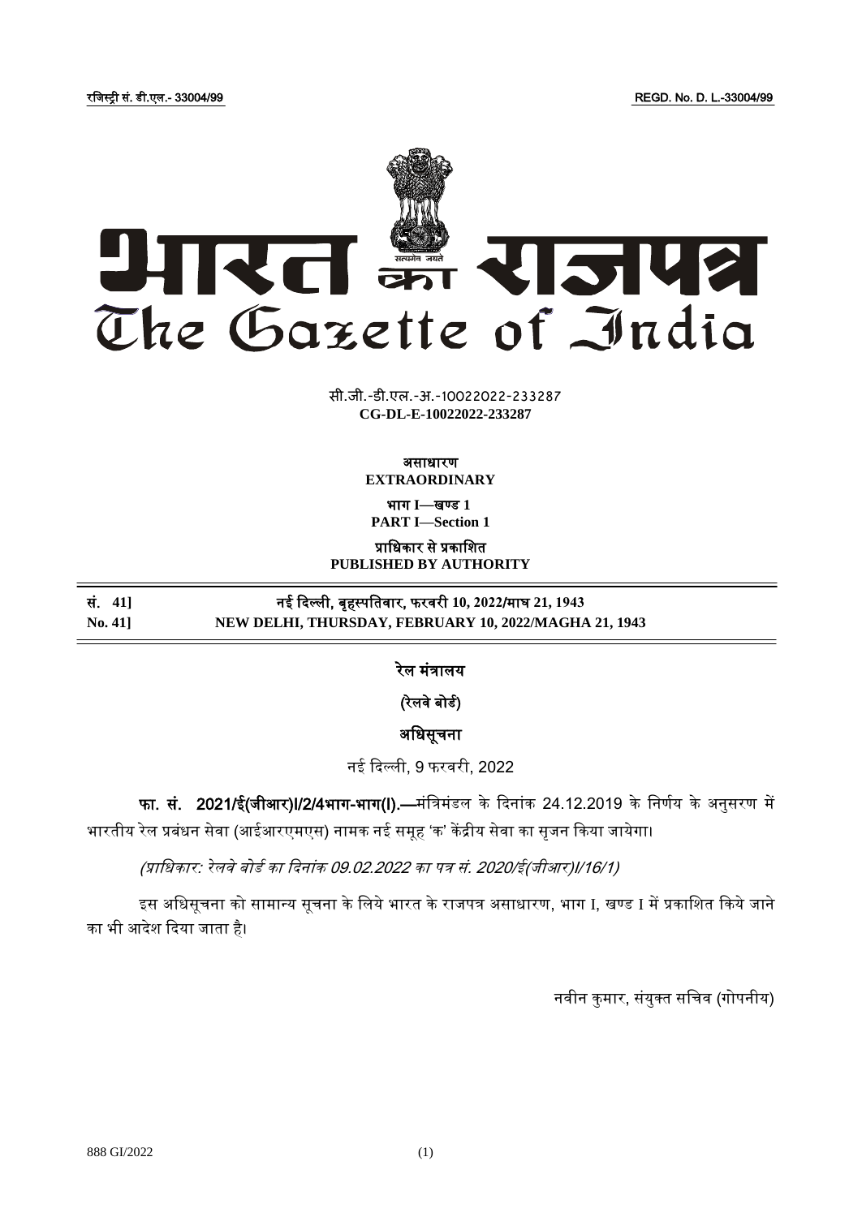रजिस्ट्री सं. डी.एल.- 33004/99 REGD. No. D. L.-33004/99

# भारत का राजपत्र
# The Gazette of India

सी.जी.-डी.एल.-अ.-10022022-233287
**CG-DL-E-10022022-233287**

**असाधारण**
**EXTRAORDINARY**

**भाग I—खण्ड 1**
**PART I—Section 1**

**प्राधिकार से प्रकाशित**
**PUBLISHED BY AUTHORITY**

| | |
|---|---|
| **सं. 41]** | **नई दिल्ली, बृहस्पतिवार, फरवरी 10, 2022/माघ 21, 1943** |
| **No. 41]** | **NEW DELHI, THURSDAY, FEBRUARY 10, 2022/MAGHA 21, 1943** |

## रेल मंत्रालय

## (रेलवे बोर्ड)

## अधिसूचना

नई दिल्ली, 9 फरवरी, 2022

**फा. सं. 2021/ई(जीआर)I/2/4भाग-भाग(I).**—मंत्रिमंडल के दिनांक 24.12.2019 के निर्णय के अनुसरण में भारतीय रेल प्रबंधन सेवा (आईआरएमएस) नामक नई समूह 'क' केंद्रीय सेवा का सृजन किया जायेगा।

*(प्राधिकार: रेलवे बोर्ड का दिनांक 09.02.2022 का पत्र सं. 2020/ई(जीआर)I/16/1)*

इस अधिसूचना को सामान्य सूचना के लिये भारत के राजपत्र असाधारण, भाग I, खण्ड I में प्रकाशित किये जाने का भी आदेश दिया जाता है।

नवीन कुमार, संयुक्त सचिव (गोपनीय)

888 GI/2022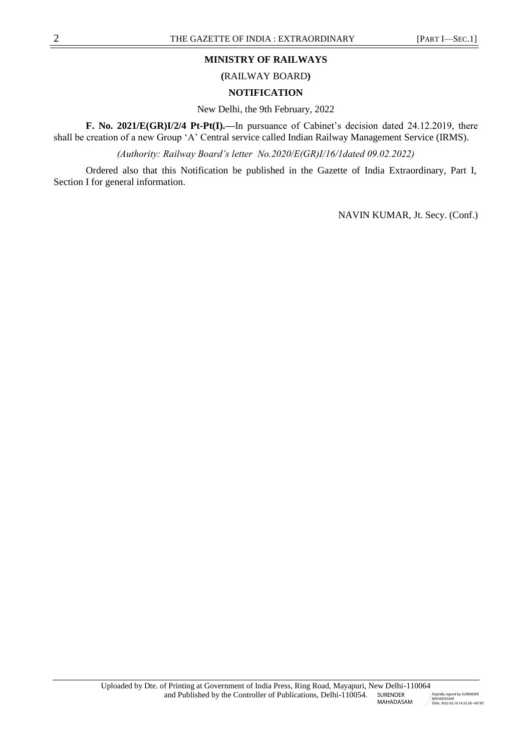## MINISTRY OF RAILWAYS

**(**RAILWAY BOARD**)**

## NOTIFICATION

New Delhi, the 9th February, 2022

**F. No. 2021/E(GR)I/2/4 Pt-Pt(I).—**In pursuance of Cabinet's decision dated 24.12.2019, there shall be creation of a new Group 'A' Central service called Indian Railway Management Service (IRMS).

*(Authority: Railway Board's letter No.2020/E(GR)I/16/1dated 09.02.2022)*

Ordered also that this Notification be published in the Gazette of India Extraordinary, Part I, Section I for general information.

NAVIN KUMAR, Jt. Secy. (Conf.)

Uploaded by Dte. of Printing at Government of India Press, Ring Road, Mayapuri, New Delhi-110064 and Published by the Controller of Publications, Delhi-110054.

SURENDER MAHADASAM

Digitally signed by SURENDER MAHADASAM Date: 2022.02.10 16:32:28 +05'30'